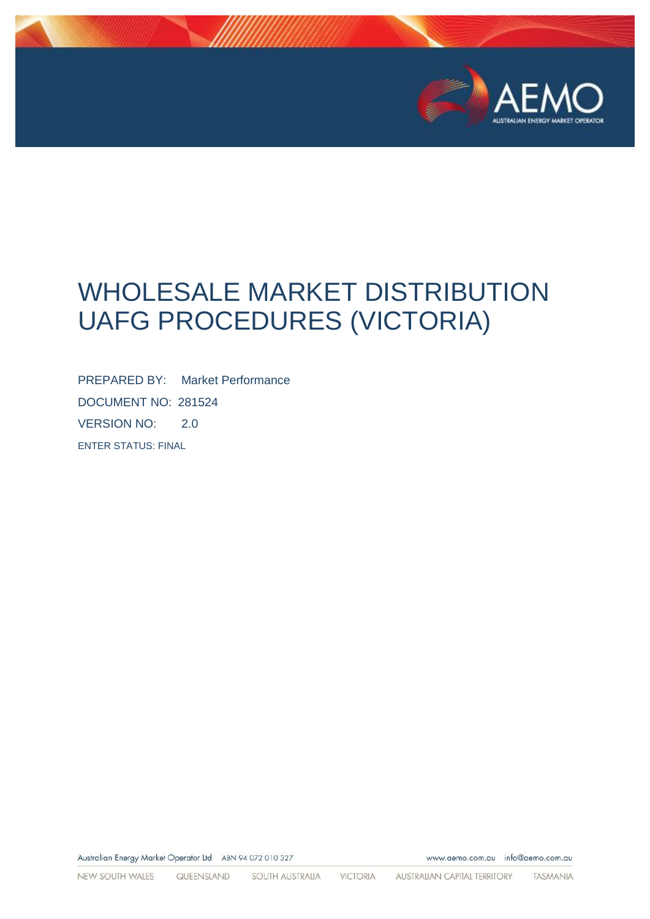# WHOLESALE MARKET DISTRIBUTION UAFG PROCEDURES (VICTORIA)

PREPARED BY: Market Performance

DOCUMENT NO: 281524

VERSION NO: 2.0

ENTER STATUS: FINAL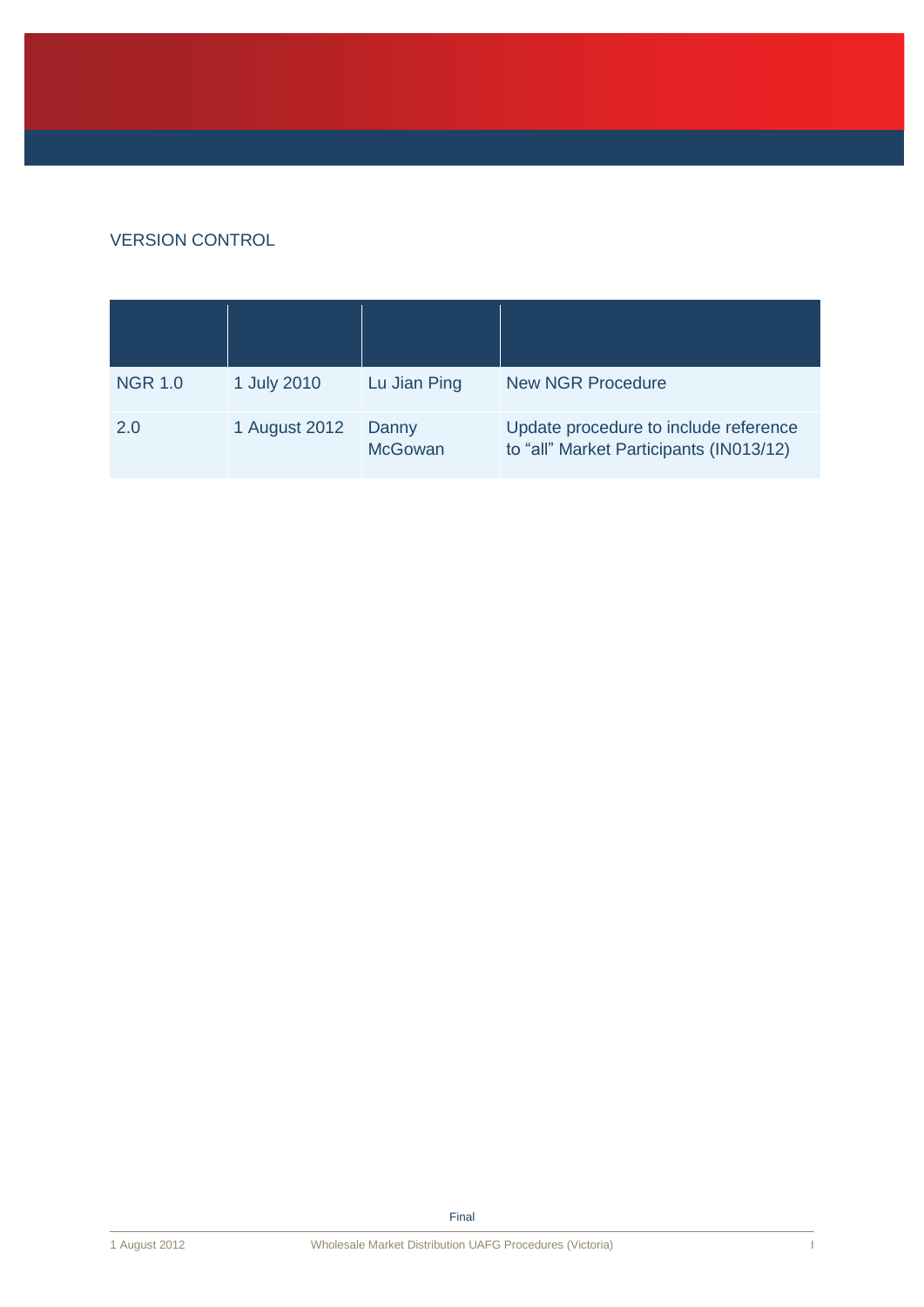## VERSION CONTROL

| | | | |
|---|---|---|---|
| NGR 1.0 | 1 July 2010 | Lu Jian Ping | New NGR Procedure |
| 2.0 | 1 August 2012 | Danny McGowan | Update procedure to include reference to "all" Market Participants (IN013/12) |

Final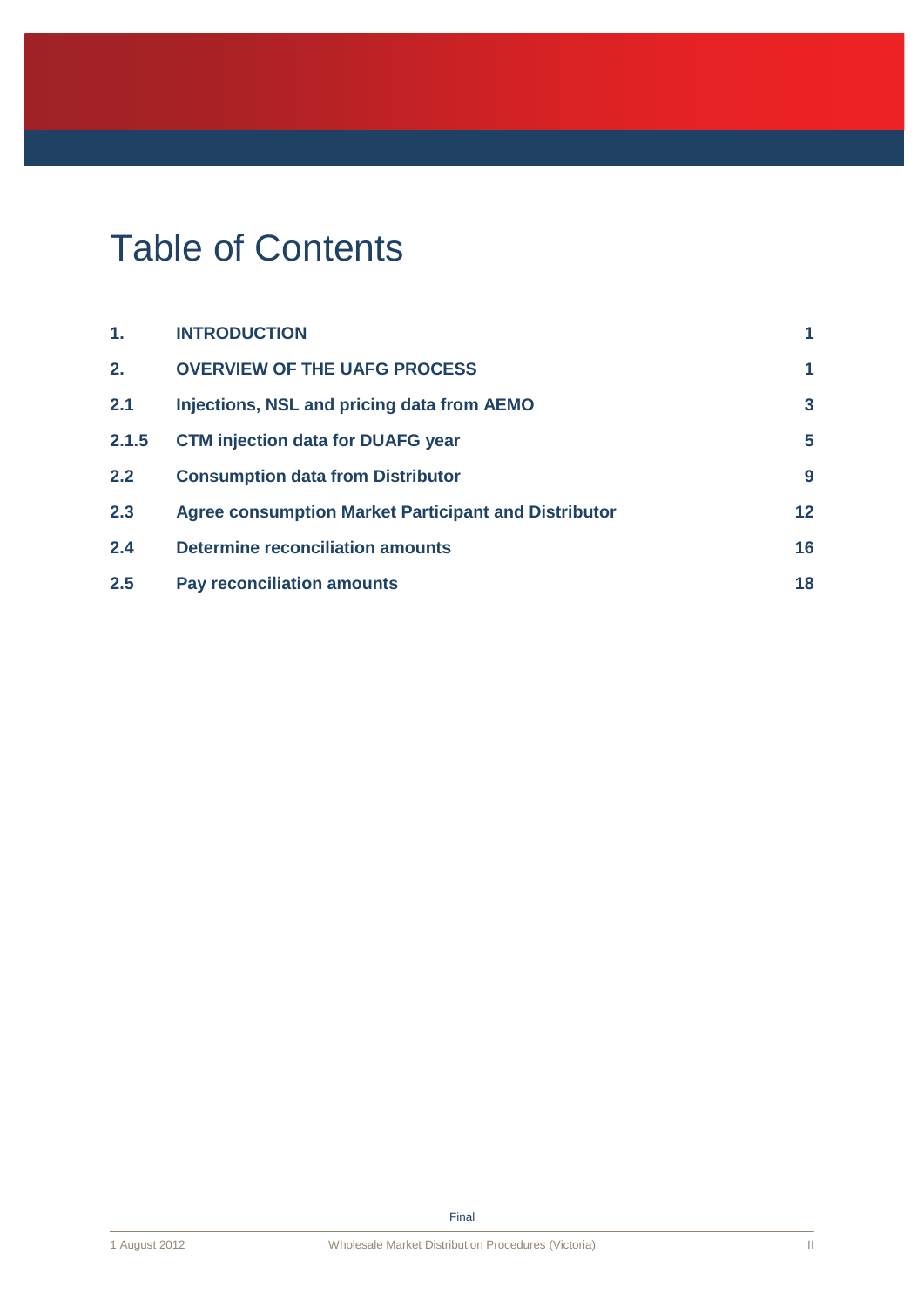# Table of Contents

| | | |
|---|---|---|
| **1.** | **INTRODUCTION** | **1** |
| **2.** | **OVERVIEW OF THE UAFG PROCESS** | **1** |
| **2.1** | **Injections, NSL and pricing data from AEMO** | **3** |
| **2.1.5** | **CTM injection data for DUAFG year** | **5** |
| **2.2** | **Consumption data from Distributor** | **9** |
| **2.3** | **Agree consumption Market Participant and Distributor** | **12** |
| **2.4** | **Determine reconciliation amounts** | **16** |
| **2.5** | **Pay reconciliation amounts** | **18** |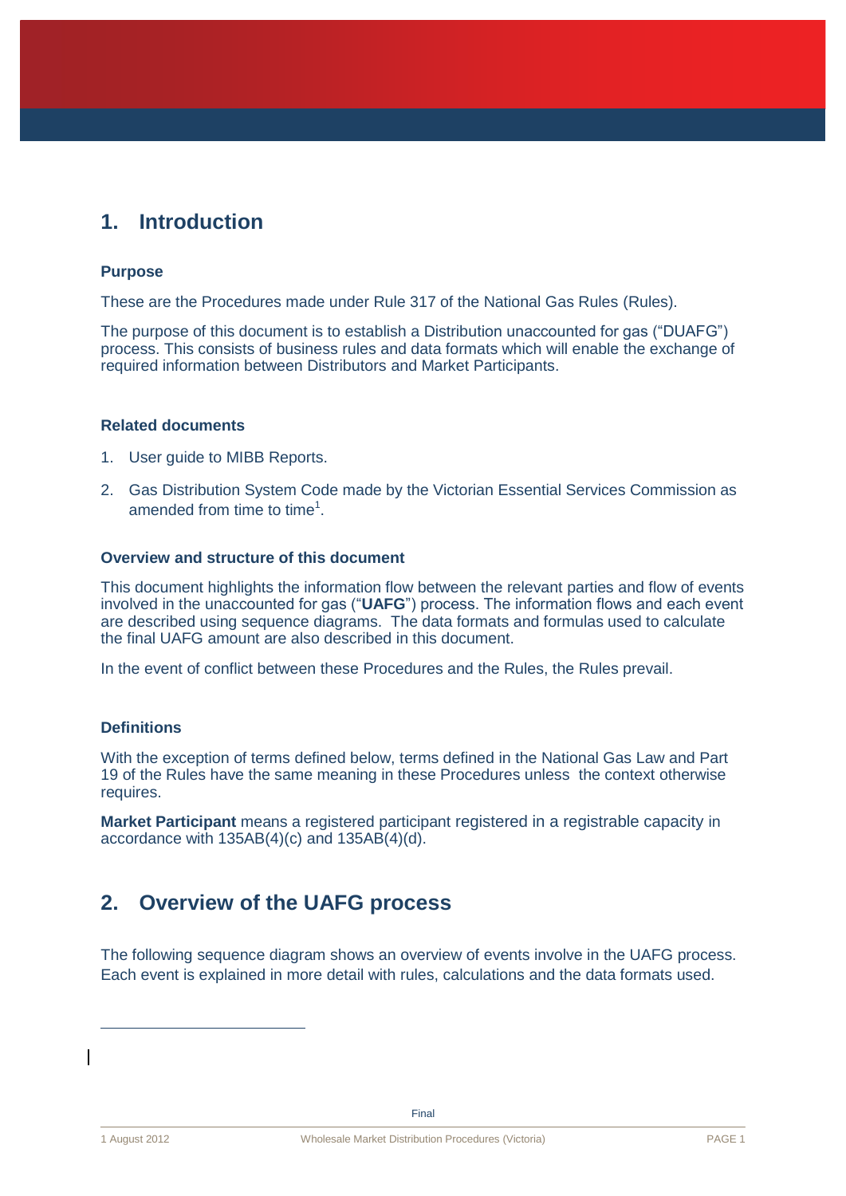# 1. Introduction

### Purpose

These are the Procedures made under Rule 317 of the National Gas Rules (Rules).

The purpose of this document is to establish a Distribution unaccounted for gas ("DUAFG") process. This consists of business rules and data formats which will enable the exchange of required information between Distributors and Market Participants.

### Related documents

1. User guide to MIBB Reports.
2. Gas Distribution System Code made by the Victorian Essential Services Commission as amended from time to time[1].

### Overview and structure of this document

This document highlights the information flow between the relevant parties and flow of events involved in the unaccounted for gas ("**UAFG**") process. The information flows and each event are described using sequence diagrams. The data formats and formulas used to calculate the final UAFG amount are also described in this document.

In the event of conflict between these Procedures and the Rules, the Rules prevail.

### Definitions

With the exception of terms defined below, terms defined in the National Gas Law and Part 19 of the Rules have the same meaning in these Procedures unless the context otherwise requires.

**Market Participant** means a registered participant registered in a registrable capacity in accordance with 135AB(4)(c) and 135AB(4)(d).

# 2. Overview of the UAFG process

The following sequence diagram shows an overview of events involve in the UAFG process. Each event is explained in more detail with rules, calculations and the data formats used.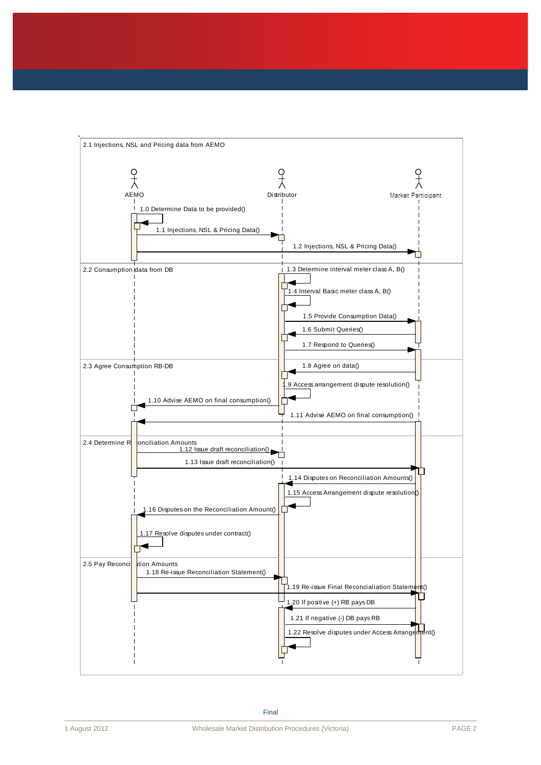2.1 Injections, NSL and Pricing data from AEMO

AEMO | Distributor | Market Participant

1.0 Determine Data to be provided()

1.1 Injections, NSL & Pricing Data()

1.2 Injections, NSL & Pricing Data()

2.2 Consumption data from DB

1.3 Determine interval meter class A, B()

1.4 Interval Basic meter class A, B()

1.5 Provide Consumption Data()

1.6 Submit Queries()

1.7 Respond to Queries()

2.3 Agree Consumption RB-DB

1.8 Agree on data()

1.9 Access arrangement dispute resolution()

1.10 Advise AEMO on final consumption()

1.11 Advise AEMO on final consumption()

2.4 Determine Reconciliation Amounts

1.12 Issue draft reconciliation()

1.13 Issue draft reconciliation()

1.14 Disputes on Reconciliation Amounts()

1.15 Access Arrangement dispute resolution()

1.16 Disputes on the Reconciliation Amount()

1.17 Resolve disputes under contract()

2.5 Pay Reconciliation Amounts

1.18 Re-issue Reconciliation Statement()

1.19 Re-issue Final Reconcialiation Statement()

1.20 If positive (+) RB pays DB

1.21 If negative (-) DB pays RB

1.22 Resolve disputes under Access Arrangement()

Final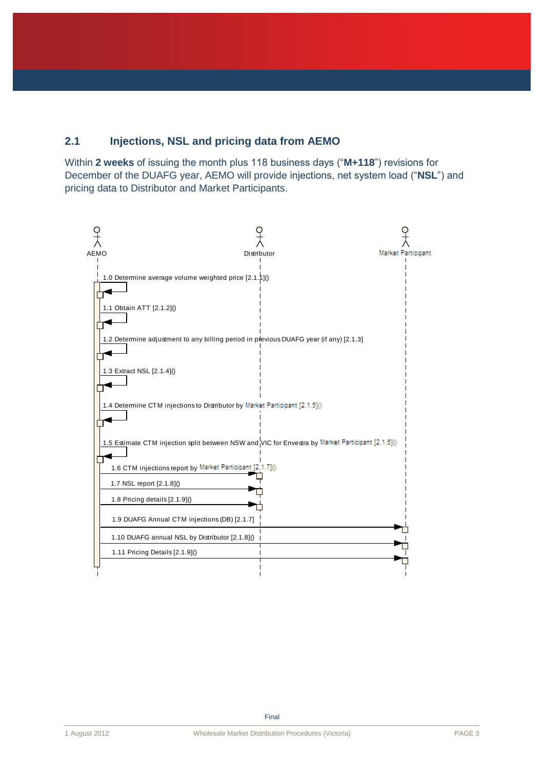## 2.1 Injections, NSL and pricing data from AEMO

Within **2 weeks** of issuing the month plus 118 business days ("**M+118**") revisions for December of the DUAFG year, AEMO will provide injections, net system load ("**NSL**") and pricing data to Distributor and Market Participants.

AEMO

Distributor

Market Participant

1.0 Determine average volume weighted price [2.1.1]()

1.1 Obtain ATT [2.1.2]()

1.2 Determine adjustment to any billing period in previous DUAFG year (if any) [2.1.3]

1.3 Extract NSL [2.1.4]()

1.4 Determine CTM injections to Distributor by Market Participant [2.1.5]()

1.5 Estimate CTM injection split between NSW and VIC for Envestra by Market Participant [2.1.6]()

1.6 CTM injections report by Market Participant [2.1.7]()

1.7 NSL report [2.1.8]()

1.8 Pricing details [2.1.9]()

1.9 DUAFG Annual CTM injections (DB) [2.1.7]

1.10 DUAFG annual NSL by Distributor [2.1.8]()

1.11 Pricing Details [2.1.9]()

Final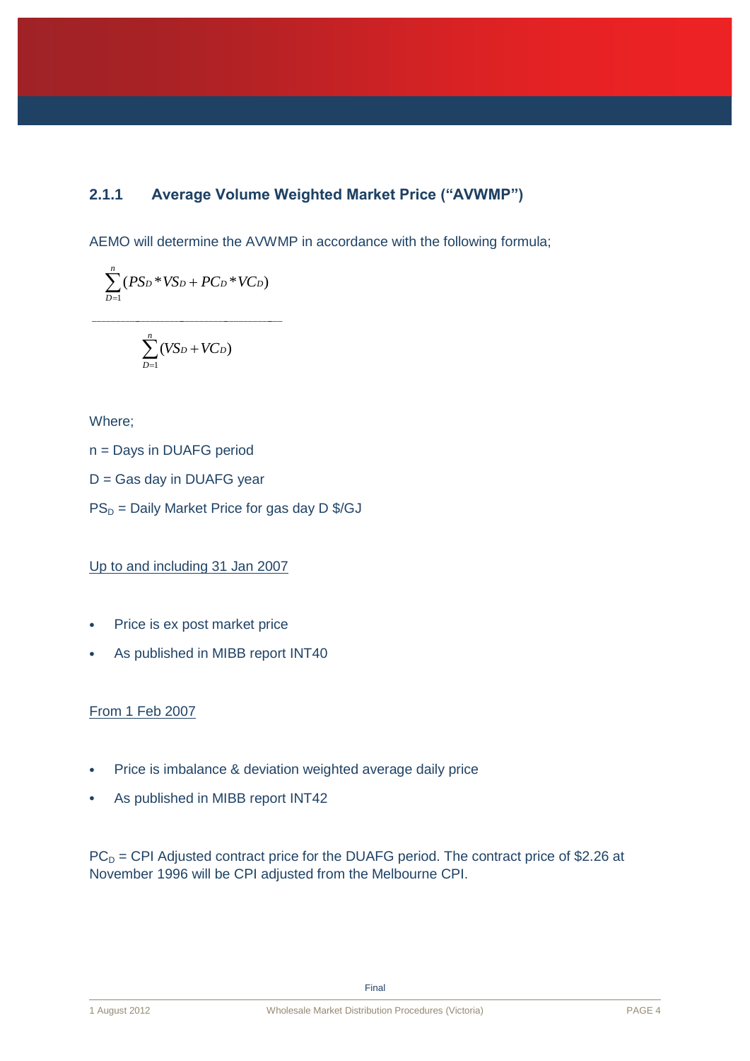### 2.1.1 Average Volume Weighted Market Price ("AVWMP")

AEMO will determine the AVWMP in accordance with the following formula;

$$\frac{\sum_{D=1}^{n}(PS_D * VS_D + PC_D * VC_D)}{\sum_{D=1}^{n}(VS_D + VC_D)}$$

Where;

n = Days in DUAFG period

D = Gas day in DUAFG year

$PS_D$ = Daily Market Price for gas day D $/GJ

Up to and including 31 Jan 2007

- Price is ex post market price
- As published in MIBB report INT40

From 1 Feb 2007

- Price is imbalance & deviation weighted average daily price
- As published in MIBB report INT42

$PC_D$ = CPI Adjusted contract price for the DUAFG period. The contract price of $2.26 at November 1996 will be CPI adjusted from the Melbourne CPI.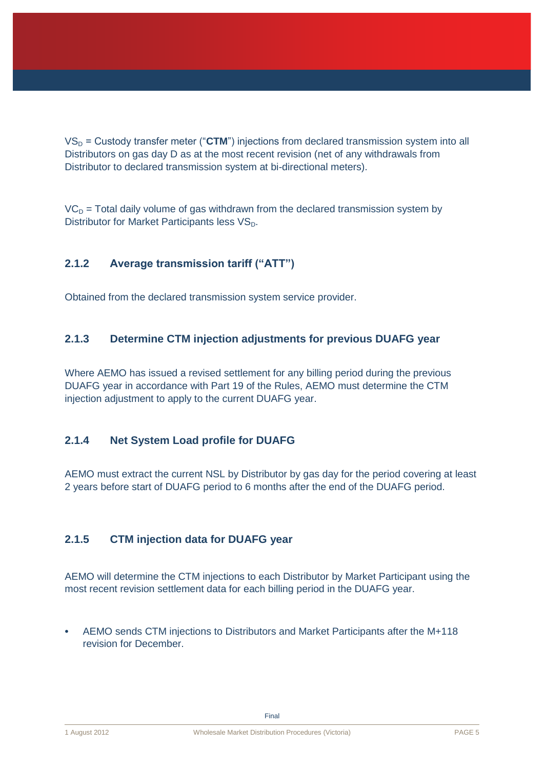$VS_D$ = Custody transfer meter ("**CTM**") injections from declared transmission system into all Distributors on gas day D as at the most recent revision (net of any withdrawals from Distributor to declared transmission system at bi-directional meters).

$VC_D$ = Total daily volume of gas withdrawn from the declared transmission system by Distributor for Market Participants less $VS_D$.

### 2.1.2 Average transmission tariff ("ATT")

Obtained from the declared transmission system service provider.

### 2.1.3 Determine CTM injection adjustments for previous DUAFG year

Where AEMO has issued a revised settlement for any billing period during the previous DUAFG year in accordance with Part 19 of the Rules, AEMO must determine the CTM injection adjustment to apply to the current DUAFG year.

### 2.1.4 Net System Load profile for DUAFG

AEMO must extract the current NSL by Distributor by gas day for the period covering at least 2 years before start of DUAFG period to 6 months after the end of the DUAFG period.

### 2.1.5 CTM injection data for DUAFG year

AEMO will determine the CTM injections to each Distributor by Market Participant using the most recent revision settlement data for each billing period in the DUAFG year.

- AEMO sends CTM injections to Distributors and Market Participants after the M+118 revision for December.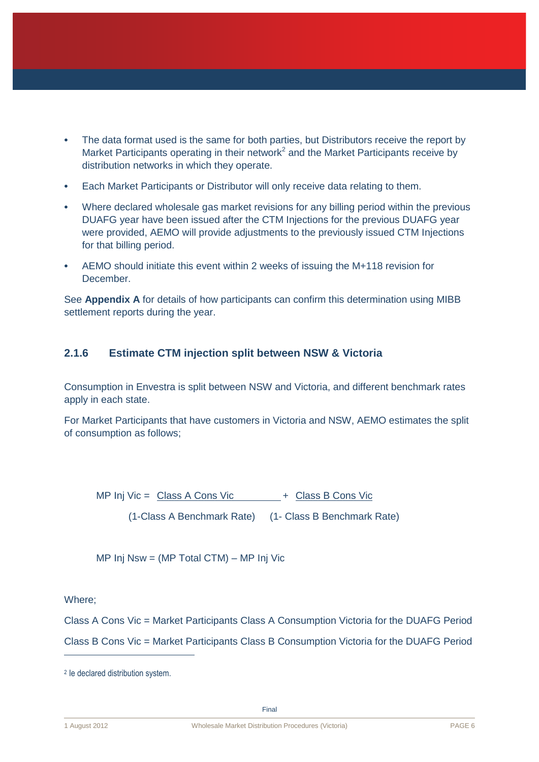- The data format used is the same for both parties, but Distributors receive the report by Market Participants operating in their network[2] and the Market Participants receive by distribution networks in which they operate.
- Each Market Participants or Distributor will only receive data relating to them.
- Where declared wholesale gas market revisions for any billing period within the previous DUAFG year have been issued after the CTM Injections for the previous DUAFG year were provided, AEMO will provide adjustments to the previously issued CTM Injections for that billing period.
- AEMO should initiate this event within 2 weeks of issuing the M+118 revision for December.

See **Appendix A** for details of how participants can confirm this determination using MIBB settlement reports during the year.

### 2.1.6 Estimate CTM injection split between NSW & Victoria

Consumption in Envestra is split between NSW and Victoria, and different benchmark rates apply in each state.

For Market Participants that have customers in Victoria and NSW, AEMO estimates the split of consumption as follows;

$$\text{MP Inj Vic} = \frac{\text{Class A Cons Vic}}{(1-\text{Class A Benchmark Rate})} + \frac{\text{Class B Cons Vic}}{(1-\text{Class B Benchmark Rate})}$$

$$\text{MP Inj Nsw} = (\text{MP Total CTM}) - \text{MP Inj Vic}$$

Where;

Class A Cons Vic = Market Participants Class A Consumption Victoria for the DUAFG Period

Class B Cons Vic = Market Participants Class B Consumption Victoria for the DUAFG Period

[2] Ie declared distribution system.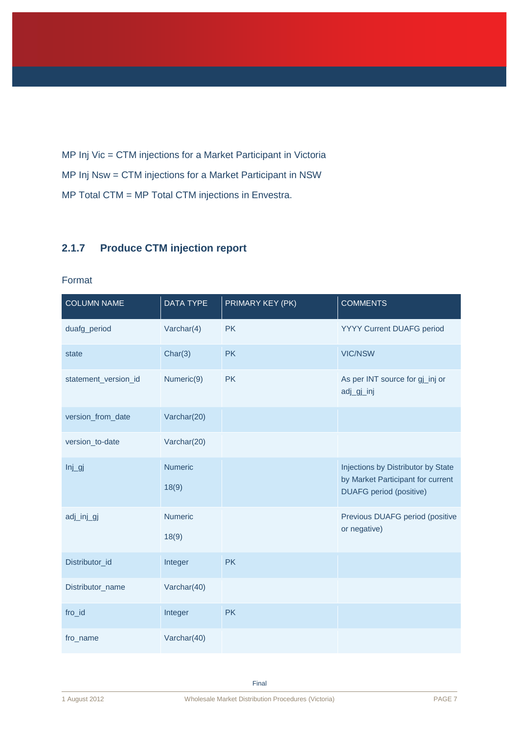MP Inj Vic = CTM injections for a Market Participant in Victoria

MP Inj Nsw = CTM injections for a Market Participant in NSW

MP Total CTM = MP Total CTM injections in Envestra.

### 2.1.7 Produce CTM injection report

Format

| COLUMN NAME | DATA TYPE | PRIMARY KEY (PK) | COMMENTS |
|---|---|---|---|
| duafg_period | Varchar(4) | PK | YYYY Current DUAFG period |
| state | Char(3) | PK | VIC/NSW |
| statement_version_id | Numeric(9) | PK | As per INT source for gj_inj or adj_gj_inj |
| version_from_date | Varchar(20) | | |
| version_to-date | Varchar(20) | | |
| Inj_gj | Numeric 18(9) | | Injections by Distributor by State by Market Participant for current DUAFG period (positive) |
| adj_inj_gj | Numeric 18(9) | | Previous DUAFG period (positive or negative) |
| Distributor_id | Integer | PK | |
| Distributor_name | Varchar(40) | | |
| fro_id | Integer | PK | |
| fro_name | Varchar(40) | | |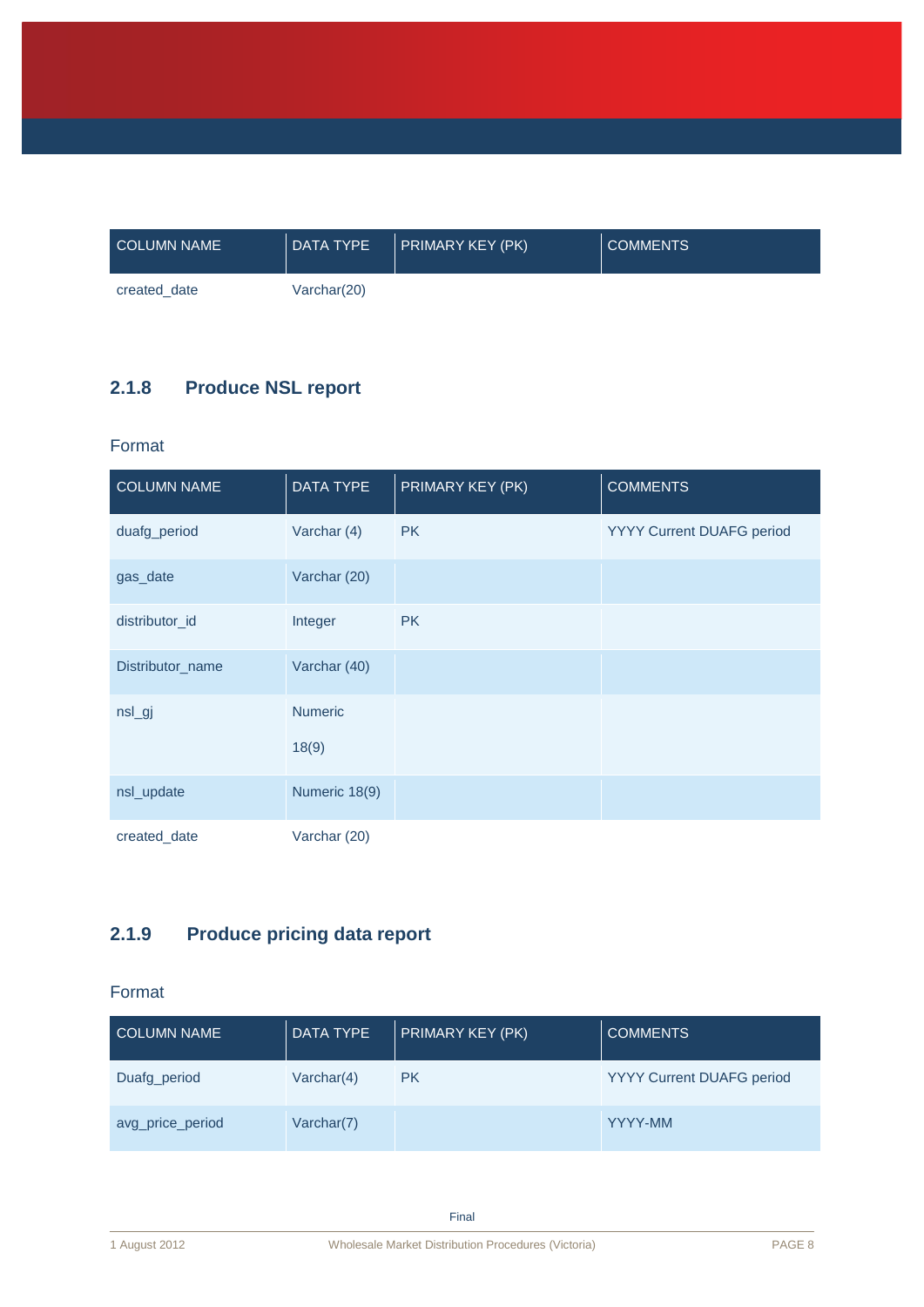| COLUMN NAME | DATA TYPE | PRIMARY KEY (PK) | COMMENTS |
|---|---|---|---|
| created_date | Varchar(20) | | |

### 2.1.8 Produce NSL report

Format

| COLUMN NAME | DATA TYPE | PRIMARY KEY (PK) | COMMENTS |
|---|---|---|---|
| duafg_period | Varchar (4) | PK | YYYY Current DUAFG period |
| gas_date | Varchar (20) | | |
| distributor_id | Integer | PK | |
| Distributor_name | Varchar (40) | | |
| nsl_gj | Numeric 18(9) | | |
| nsl_update | Numeric 18(9) | | |
| created_date | Varchar (20) | | |

### 2.1.9 Produce pricing data report

Format

| COLUMN NAME | DATA TYPE | PRIMARY KEY (PK) | COMMENTS |
|---|---|---|---|
| Duafg_period | Varchar(4) | PK | YYYY Current DUAFG period |
| avg_price_period | Varchar(7) | | YYYY-MM |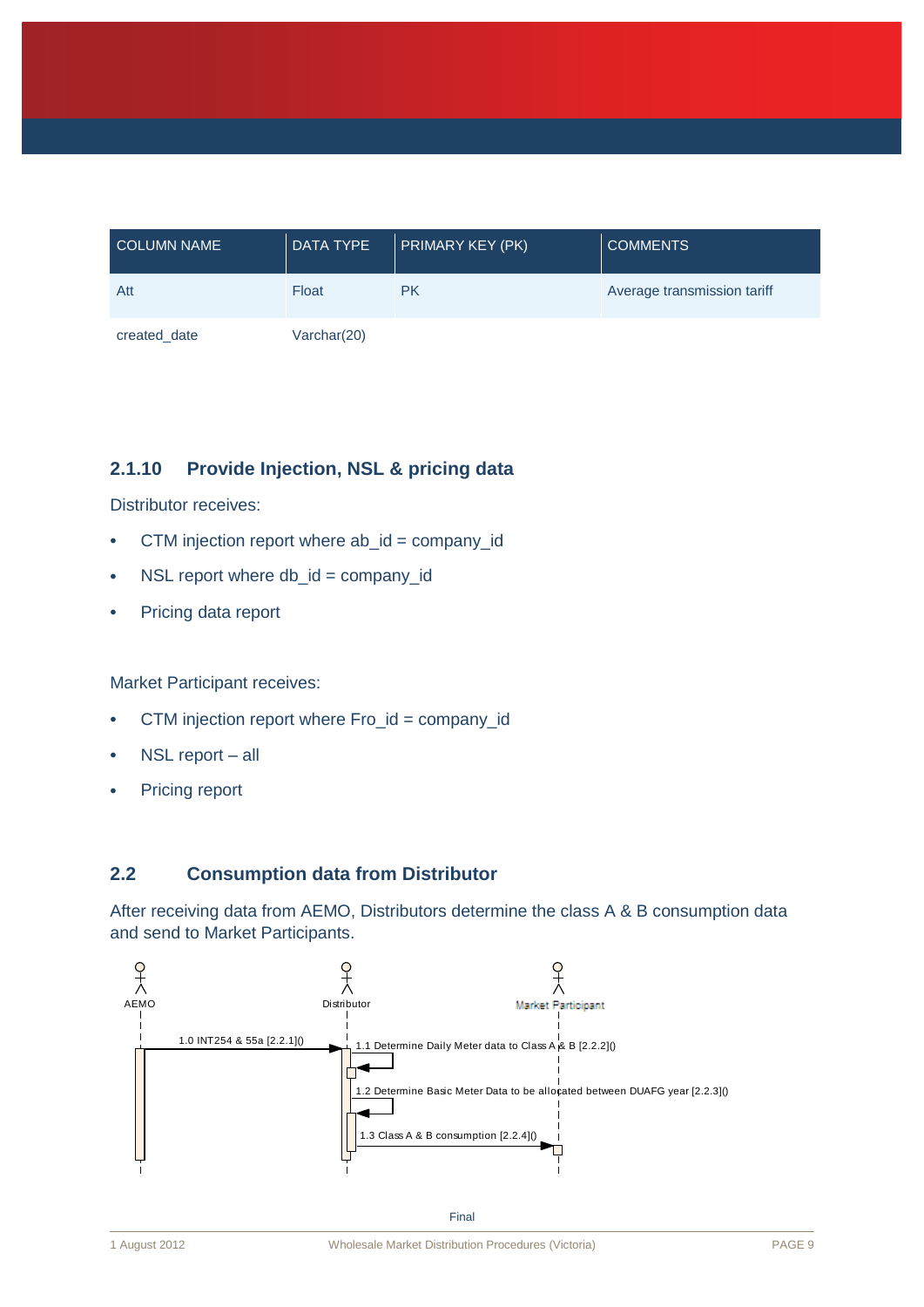| COLUMN NAME | DATA TYPE | PRIMARY KEY (PK) | COMMENTS |
|---|---|---|---|
| Att | Float | PK | Average transmission tariff |
| created_date | Varchar(20) | | |

### 2.1.10 Provide Injection, NSL & pricing data

Distributor receives:

- CTM injection report where ab_id = company_id
- NSL report where db_id = company_id
- Pricing data report

Market Participant receives:

- CTM injection report where Fro_id = company_id
- NSL report – all
- Pricing report

## 2.2 Consumption data from Distributor

After receiving data from AEMO, Distributors determine the class A & B consumption data and send to Market Participants.

AEMO | Distributor | Market Participant

1.0 INT254 & 55a [2.2.1]()

1.1 Determine Daily Meter data to Class A & B [2.2.2]()

1.2 Determine Basic Meter Data to be allocated between DUAFG year [2.2.3]()

1.3 Class A & B consumption [2.2.4]()

Final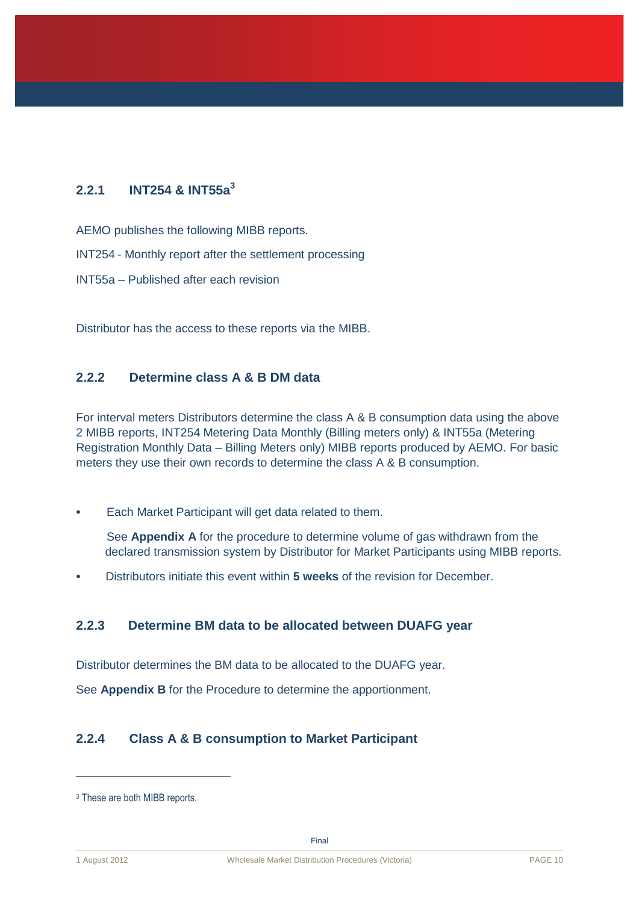### 2.2.1 INT254 & INT55a[3]

AEMO publishes the following MIBB reports.

INT254 - Monthly report after the settlement processing

INT55a – Published after each revision

Distributor has the access to these reports via the MIBB.

### 2.2.2 Determine class A & B DM data

For interval meters Distributors determine the class A & B consumption data using the above 2 MIBB reports, INT254 Metering Data Monthly (Billing meters only) & INT55a (Metering Registration Monthly Data – Billing Meters only) MIBB reports produced by AEMO. For basic meters they use their own records to determine the class A & B consumption.

- Each Market Participant will get data related to them.

  See **Appendix A** for the procedure to determine volume of gas withdrawn from the declared transmission system by Distributor for Market Participants using MIBB reports.

- Distributors initiate this event within **5 weeks** of the revision for December.

### 2.2.3 Determine BM data to be allocated between DUAFG year

Distributor determines the BM data to be allocated to the DUAFG year.

See **Appendix B** for the Procedure to determine the apportionment.

### 2.2.4 Class A & B consumption to Market Participant

---

[3] These are both MIBB reports.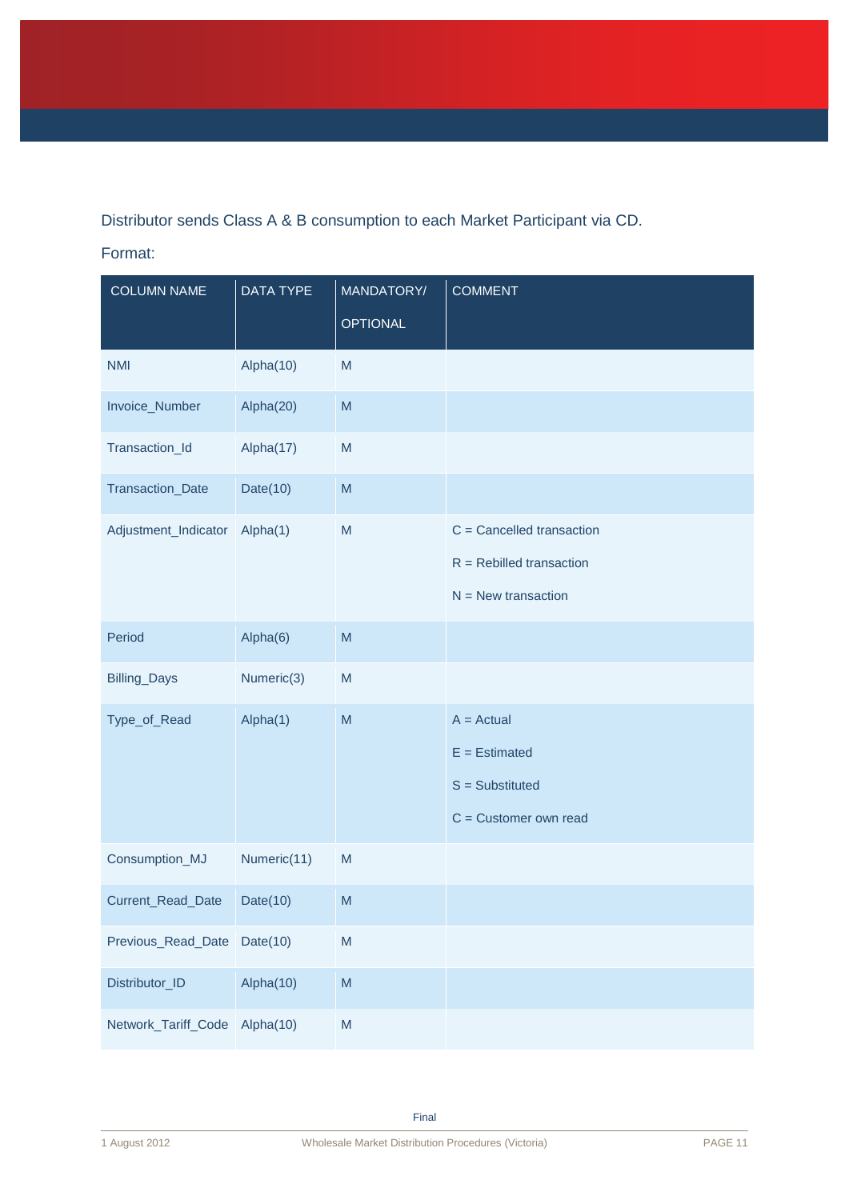Distributor sends Class A & B consumption to each Market Participant via CD.

Format:

| COLUMN NAME | DATA TYPE | MANDATORY/ OPTIONAL | COMMENT |
|---|---|---|---|
| NMI | Alpha(10) | M | |
| Invoice_Number | Alpha(20) | M | |
| Transaction_Id | Alpha(17) | M | |
| Transaction_Date | Date(10) | M | |
| Adjustment_Indicator | Alpha(1) | M | C = Cancelled transaction<br>R = Rebilled transaction<br>N = New transaction |
| Period | Alpha(6) | M | |
| Billing_Days | Numeric(3) | M | |
| Type_of_Read | Alpha(1) | M | A = Actual<br>E = Estimated<br>S = Substituted<br>C = Customer own read |
| Consumption_MJ | Numeric(11) | M | |
| Current_Read_Date | Date(10) | M | |
| Previous_Read_Date | Date(10) | M | |
| Distributor_ID | Alpha(10) | M | |
| Network_Tariff_Code | Alpha(10) | M | |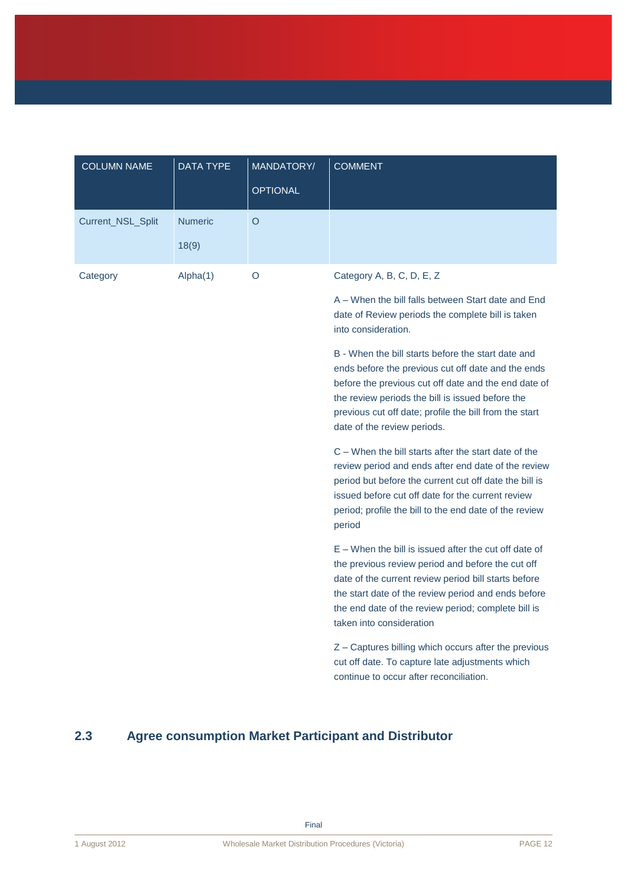| COLUMN NAME | DATA TYPE | MANDATORY/ OPTIONAL | COMMENT |
| --- | --- | --- | --- |
| Current_NSL_Split | Numeric 18(9) | O | |
| Category | Alpha(1) | O | Category A, B, C, D, E, Z<br><br>A – When the bill falls between Start date and End date of Review periods the complete bill is taken into consideration.<br><br>B - When the bill starts before the start date and ends before the previous cut off date and the ends before the previous cut off date and the end date of the review periods the bill is issued before the previous cut off date; profile the bill from the start date of the review periods.<br><br>C – When the bill starts after the start date of the review period and ends after end date of the review period but before the current cut off date the bill is issued before cut off date for the current review period; profile the bill to the end date of the review period<br><br>E – When the bill is issued after the cut off date of the previous review period and before the cut off date of the current review period bill starts before the start date of the review period and ends before the end date of the review period; complete bill is taken into consideration<br><br>Z – Captures billing which occurs after the previous cut off date. To capture late adjustments which continue to occur after reconciliation. |

## 2.3 Agree consumption Market Participant and Distributor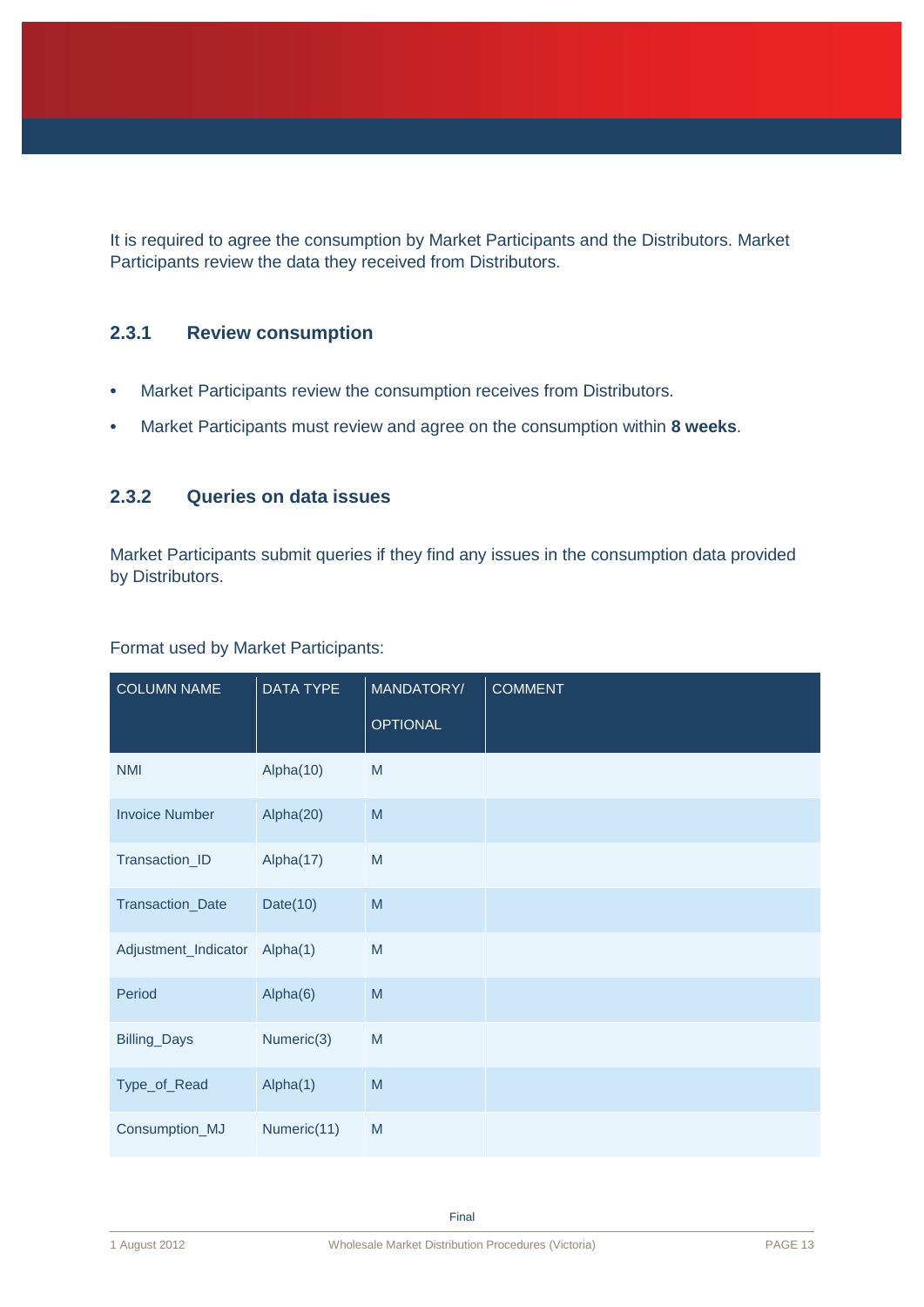It is required to agree the consumption by Market Participants and the Distributors. Market Participants review the data they received from Distributors.

### 2.3.1 Review consumption

- Market Participants review the consumption receives from Distributors.
- Market Participants must review and agree on the consumption within **8 weeks**.

### 2.3.2 Queries on data issues

Market Participants submit queries if they find any issues in the consumption data provided by Distributors.

Format used by Market Participants:

| COLUMN NAME | DATA TYPE | MANDATORY/ OPTIONAL | COMMENT |
|---|---|---|---|
| NMI | Alpha(10) | M | |
| Invoice Number | Alpha(20) | M | |
| Transaction_ID | Alpha(17) | M | |
| Transaction_Date | Date(10) | M | |
| Adjustment_Indicator | Alpha(1) | M | |
| Period | Alpha(6) | M | |
| Billing_Days | Numeric(3) | M | |
| Type_of_Read | Alpha(1) | M | |
| Consumption_MJ | Numeric(11) | M | |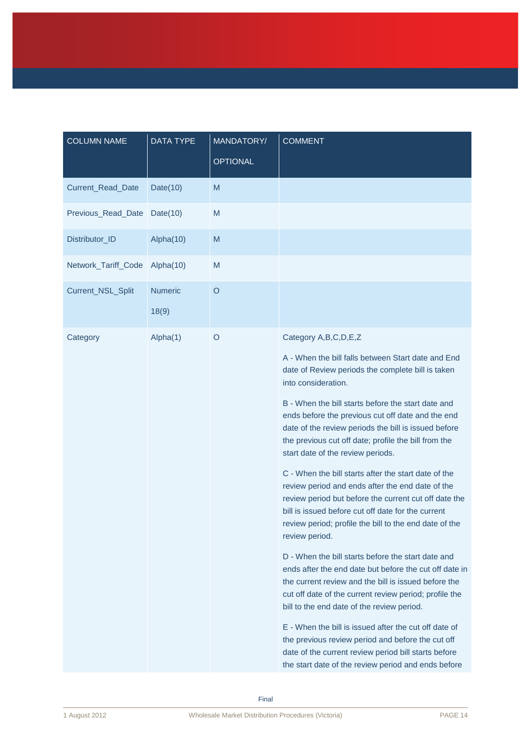| COLUMN NAME | DATA TYPE | MANDATORY/ OPTIONAL | COMMENT |
|---|---|---|---|
| Current_Read_Date | Date(10) | M | |
| Previous_Read_Date | Date(10) | M | |
| Distributor_ID | Alpha(10) | M | |
| Network_Tariff_Code | Alpha(10) | M | |
| Current_NSL_Split | Numeric 18(9) | O | |
| Category | Alpha(1) | O | Category A,B,C,D,E,Z<br><br>A - When the bill falls between Start date and End date of Review periods the complete bill is taken into consideration.<br><br>B - When the bill starts before the start date and ends before the previous cut off date and the end date of the review periods the bill is issued before the previous cut off date; profile the bill from the start date of the review periods.<br><br>C - When the bill starts after the start date of the review period and ends after the end date of the review period but before the current cut off date the bill is issued before cut off date for the current review period; profile the bill to the end date of the review period.<br><br>D - When the bill starts before the start date and ends after the end date but before the cut off date in the current review and the bill is issued before the cut off date of the current review period; profile the bill to the end date of the review period.<br><br>E - When the bill is issued after the cut off date of the previous review period and before the cut off date of the current review period bill starts before the start date of the review period and ends before |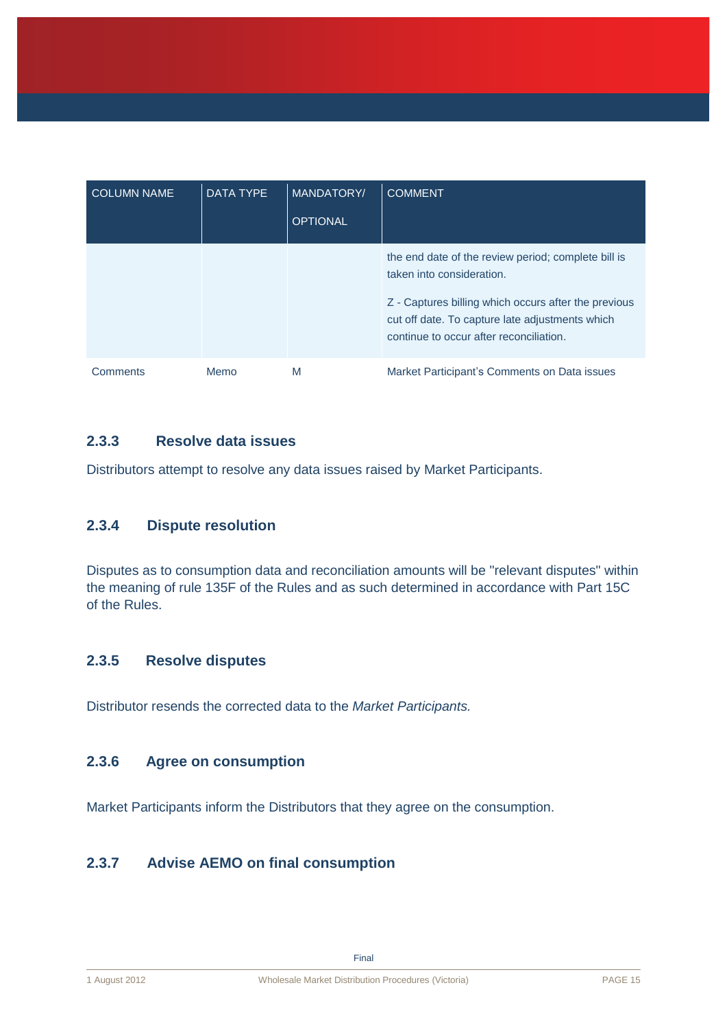| COLUMN NAME | DATA TYPE | MANDATORY/ OPTIONAL | COMMENT |
| --- | --- | --- | --- |
| | | | the end date of the review period; complete bill is taken into consideration.<br><br>Z - Captures billing which occurs after the previous cut off date. To capture late adjustments which continue to occur after reconciliation. |
| Comments | Memo | M | Market Participant's Comments on Data issues |

### 2.3.3 Resolve data issues

Distributors attempt to resolve any data issues raised by Market Participants.

### 2.3.4 Dispute resolution

Disputes as to consumption data and reconciliation amounts will be "relevant disputes" within the meaning of rule 135F of the Rules and as such determined in accordance with Part 15C of the Rules.

### 2.3.5 Resolve disputes

Distributor resends the corrected data to the *Market Participants.*

### 2.3.6 Agree on consumption

Market Participants inform the Distributors that they agree on the consumption.

### 2.3.7 Advise AEMO on final consumption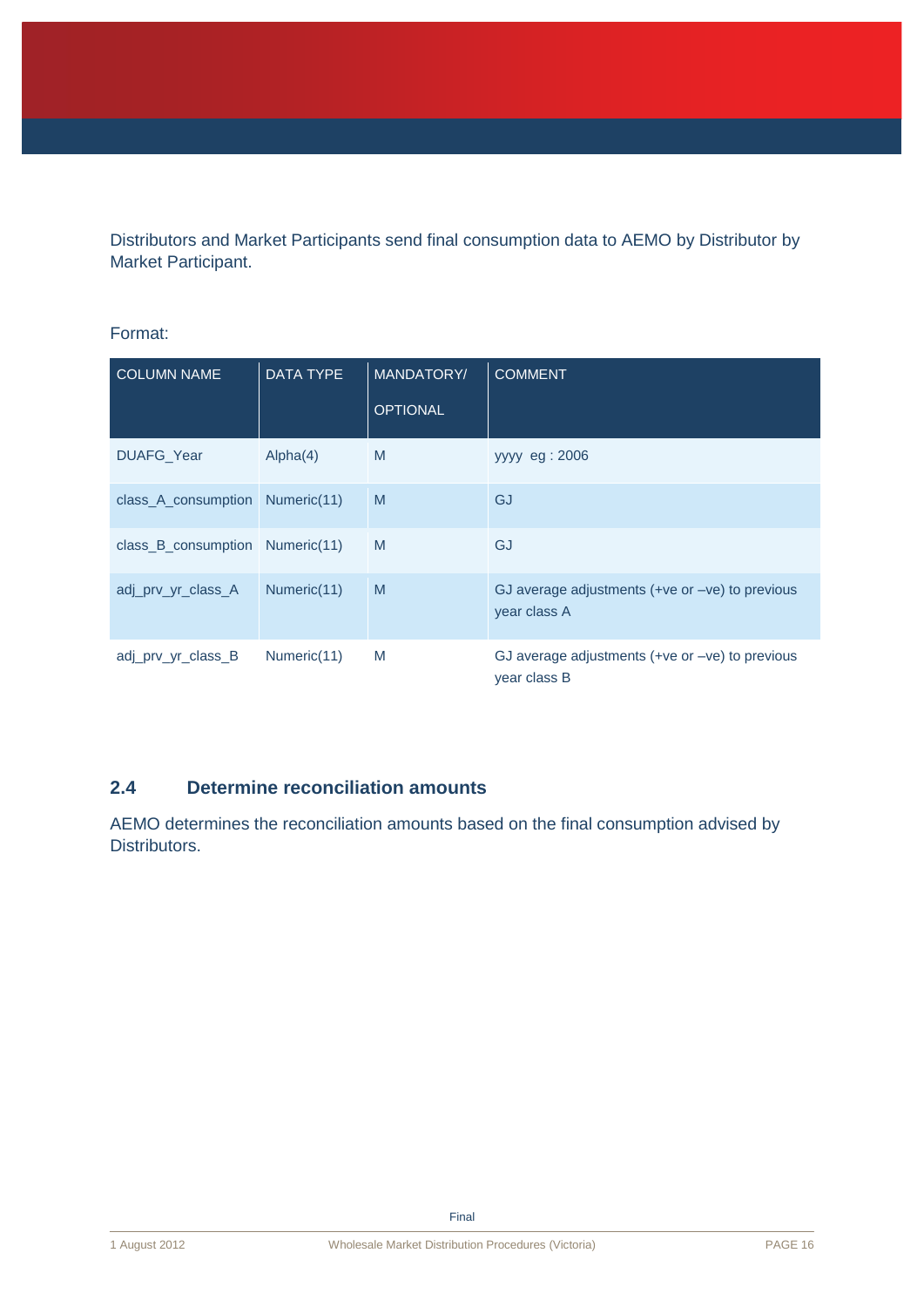Distributors and Market Participants send final consumption data to AEMO by Distributor by Market Participant.

Format:

| COLUMN NAME | DATA TYPE | MANDATORY/ OPTIONAL | COMMENT |
|---|---|---|---|
| DUAFG_Year | Alpha(4) | M | yyyy eg : 2006 |
| class_A_consumption | Numeric(11) | M | GJ |
| class_B_consumption | Numeric(11) | M | GJ |
| adj_prv_yr_class_A | Numeric(11) | M | GJ average adjustments (+ve or –ve) to previous year class A |
| adj_prv_yr_class_B | Numeric(11) | M | GJ average adjustments (+ve or –ve) to previous year class B |

## 2.4 Determine reconciliation amounts

AEMO determines the reconciliation amounts based on the final consumption advised by Distributors.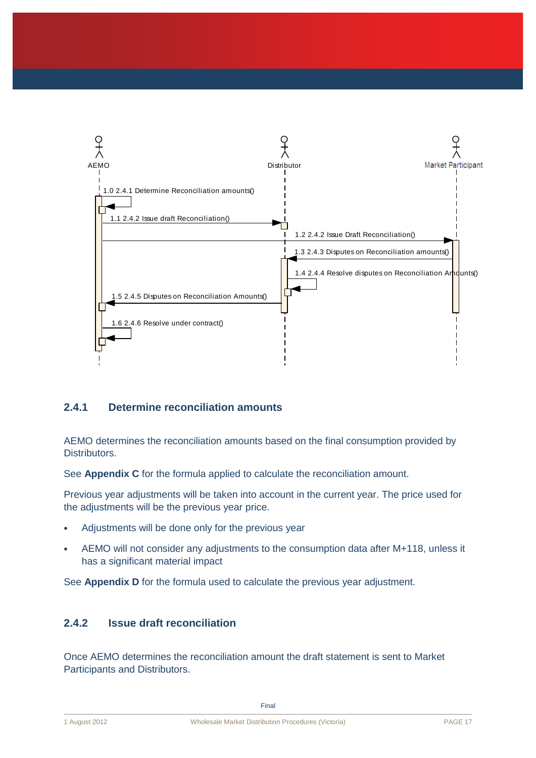AEMO Distributor Market Participant

1.0 2.4.1 Determine Reconciliation amounts()

1.1 2.4.2 Issue draft Reconciliation()

1.2 2.4.2 Issue Draft Reconciliation()

1.3 2.4.3 Disputes on Reconciliation amounts()

1.4 2.4.4 Resolve disputes on Reconciliation Amounts()

1.5 2.4.5 Disputes on Reconciliation Amounts()

1.6 2.4.6 Resolve under contract()

### 2.4.1 Determine reconciliation amounts

AEMO determines the reconciliation amounts based on the final consumption provided by Distributors.

See **Appendix C** for the formula applied to calculate the reconciliation amount.

Previous year adjustments will be taken into account in the current year. The price used for the adjustments will be the previous year price.

- Adjustments will be done only for the previous year
- AEMO will not consider any adjustments to the consumption data after M+118, unless it has a significant material impact

See **Appendix D** for the formula used to calculate the previous year adjustment.

### 2.4.2 Issue draft reconciliation

Once AEMO determines the reconciliation amount the draft statement is sent to Market Participants and Distributors.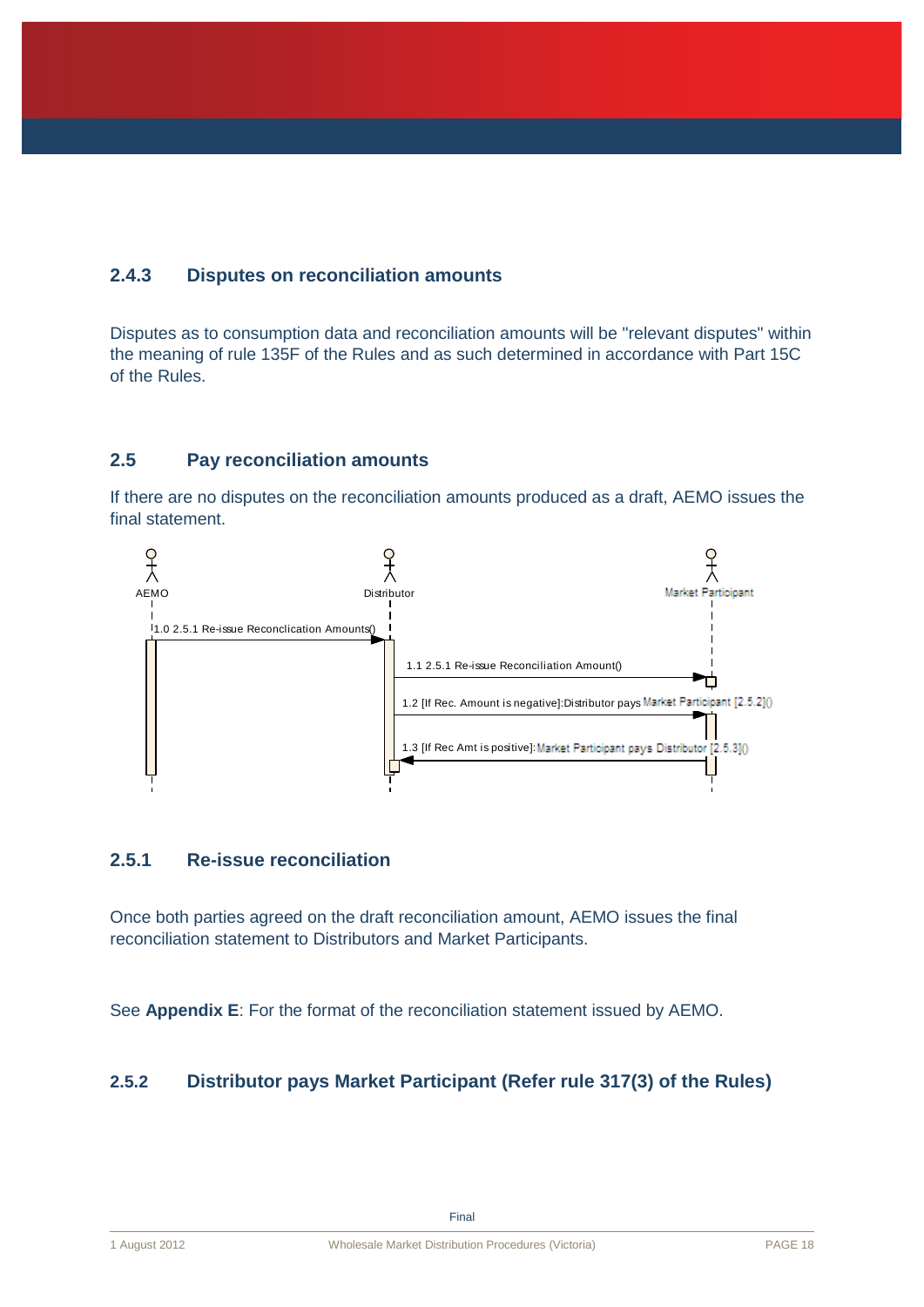### 2.4.3 Disputes on reconciliation amounts

Disputes as to consumption data and reconciliation amounts will be "relevant disputes" within the meaning of rule 135F of the Rules and as such determined in accordance with Part 15C of the Rules.

## 2.5 Pay reconciliation amounts

If there are no disputes on the reconciliation amounts produced as a draft, AEMO issues the final statement.

AEMO | Distributor | Market Participant

1.0 2.5.1 Re-issue Reconclication Amounts()

1.1 2.5.1 Re-issue Reconciliation Amount()

1.2 [If Rec. Amount is negative]:Distributor pays Market Participant [2.5.2]()

1.3 [If Rec Amt is positive]:Market Participant pays Distributor [2.5.3]()

### 2.5.1 Re-issue reconciliation

Once both parties agreed on the draft reconciliation amount, AEMO issues the final reconciliation statement to Distributors and Market Participants.

See **Appendix E**: For the format of the reconciliation statement issued by AEMO.

### 2.5.2 Distributor pays Market Participant (Refer rule 317(3) of the Rules)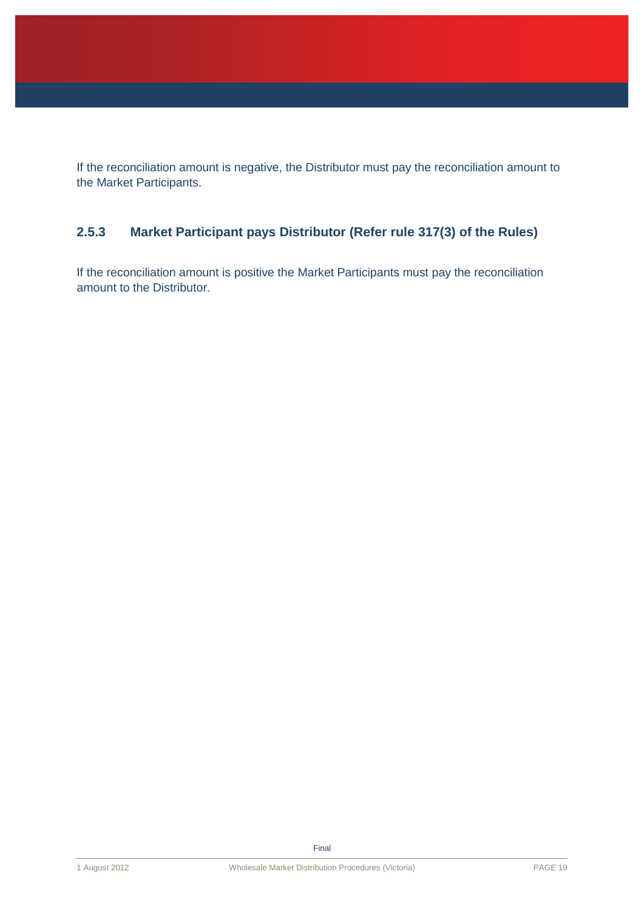If the reconciliation amount is negative, the Distributor must pay the reconciliation amount to the Market Participants.

### 2.5.3 Market Participant pays Distributor (Refer rule 317(3) of the Rules)

If the reconciliation amount is positive the Market Participants must pay the reconciliation amount to the Distributor.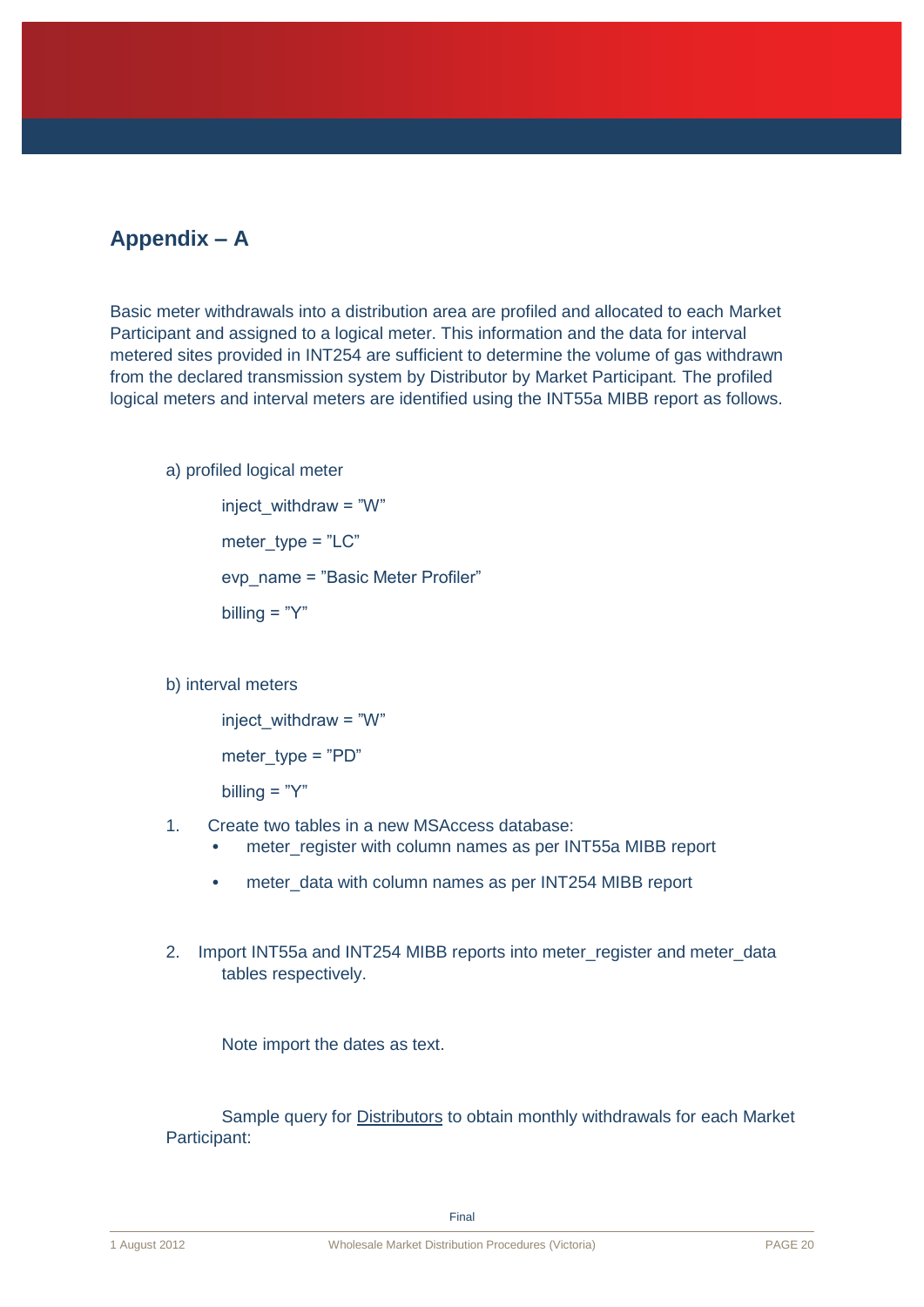## Appendix – A

Basic meter withdrawals into a distribution area are profiled and allocated to each Market Participant and assigned to a logical meter. This information and the data for interval metered sites provided in INT254 are sufficient to determine the volume of gas withdrawn from the declared transmission system by Distributor by Market Participant. The profiled logical meters and interval meters are identified using the INT55a MIBB report as follows.

a) profiled logical meter

inject_withdraw = "W"

meter_type = "LC"

evp_name = "Basic Meter Profiler"

billing = "Y"

b) interval meters

inject_withdraw = "W"

meter_type = "PD"

billing = "Y"

1. Create two tables in a new MSAccess database:
   - meter_register with column names as per INT55a MIBB report
   - meter_data with column names as per INT254 MIBB report

2. Import INT55a and INT254 MIBB reports into meter_register and meter_data tables respectively.

   Note import the dates as text.

Sample query for Distributors to obtain monthly withdrawals for each Market Participant: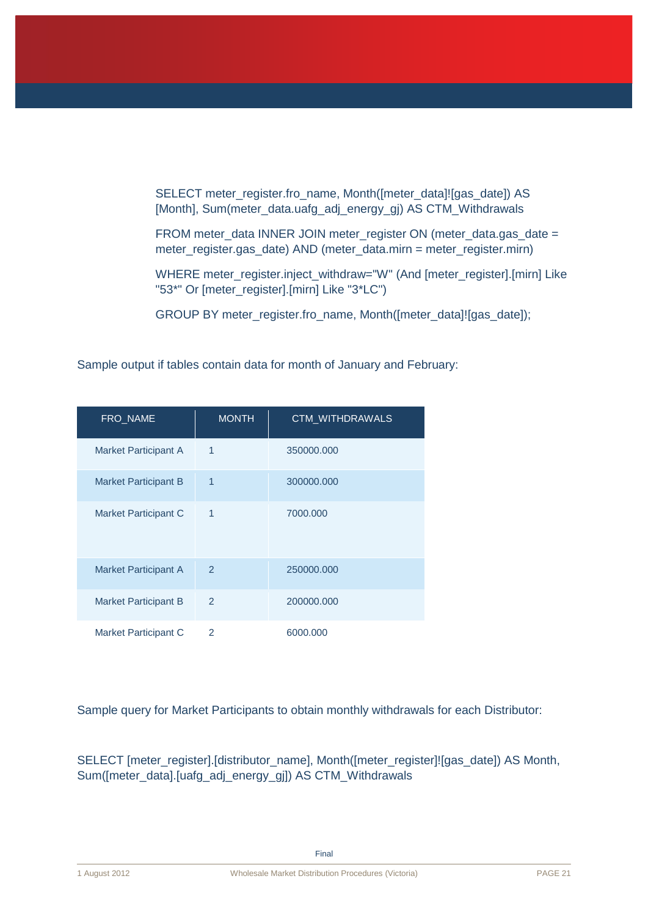```
SELECT meter_register.fro_name, Month([meter_data]![gas_date]) AS [Month], Sum(meter_data.uafg_adj_energy_gj) AS CTM_Withdrawals

FROM meter_data INNER JOIN meter_register ON (meter_data.gas_date = meter_register.gas_date) AND (meter_data.mirn = meter_register.mirn)

WHERE meter_register.inject_withdraw="W" (And [meter_register].[mirn] Like "53*" Or [meter_register].[mirn] Like "3*LC")

GROUP BY meter_register.fro_name, Month([meter_data]![gas_date]);
```

Sample output if tables contain data for month of January and February:

| FRO_NAME | MONTH | CTM_WITHDRAWALS |
|---|---|---|
| Market Participant A | 1 | 350000.000 |
| Market Participant B | 1 | 300000.000 |
| Market Participant C | 1 | 7000.000 |
| Market Participant A | 2 | 250000.000 |
| Market Participant B | 2 | 200000.000 |
| Market Participant C | 2 | 6000.000 |

Sample query for Market Participants to obtain monthly withdrawals for each Distributor:

```
SELECT [meter_register].[distributor_name], Month([meter_register]![gas_date]) AS Month, Sum([meter_data].[uafg_adj_energy_gj]) AS CTM_Withdrawals
```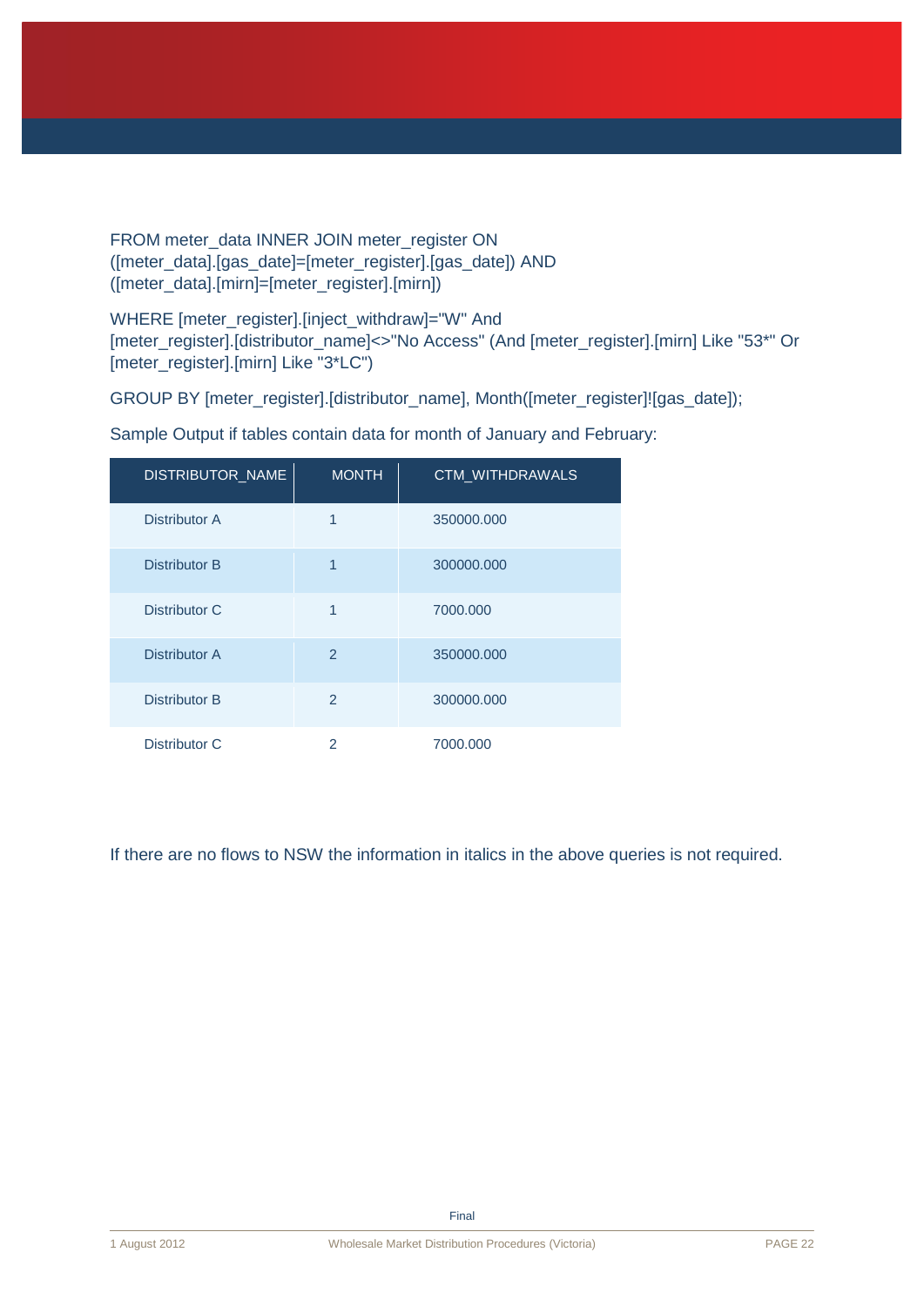FROM meter_data INNER JOIN meter_register ON ([meter_data].[gas_date]=[meter_register].[gas_date]) AND ([meter_data].[mirn]=[meter_register].[mirn])

WHERE [meter_register].[inject_withdraw]="W" And [meter_register].[distributor_name]<>"No Access" (And [meter_register].[mirn] Like "53*" Or [meter_register].[mirn] Like "3*LC")

GROUP BY [meter_register].[distributor_name], Month([meter_register]![gas_date]);

Sample Output if tables contain data for month of January and February:

| DISTRIBUTOR_NAME | MONTH | CTM_WITHDRAWALS |
|---|---|---|
| Distributor A | 1 | 350000.000 |
| Distributor B | 1 | 300000.000 |
| Distributor C | 1 | 7000.000 |
| Distributor A | 2 | 350000.000 |
| Distributor B | 2 | 300000.000 |
| Distributor C | 2 | 7000.000 |

If there are no flows to NSW the information in italics in the above queries is not required.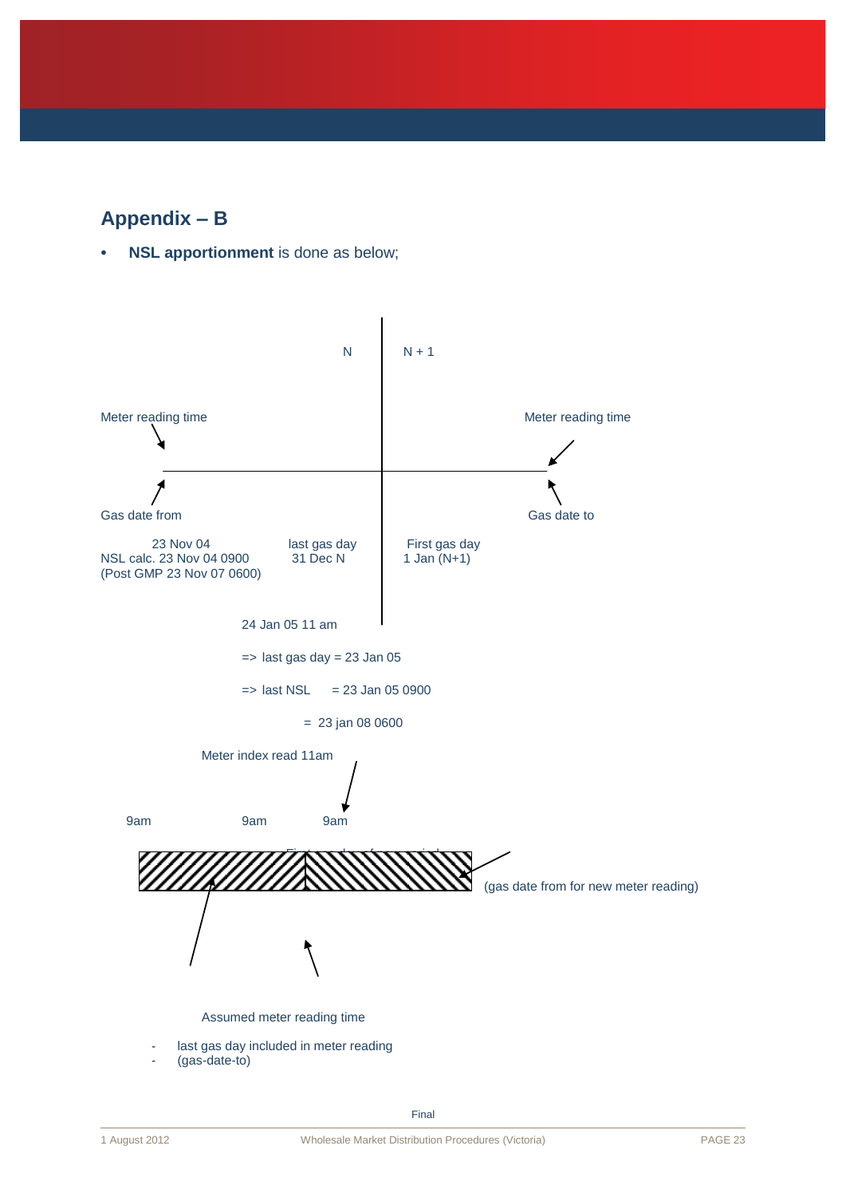## Appendix – B

- **NSL apportionment** is done as below;

N

N + 1

Meter reading time

Meter reading time

Gas date from

Gas date to

23 Nov 04
NSL calc. 23 Nov 04 0900
(Post GMP 23 Nov 07 0600)

last gas day
31 Dec N

First gas day
1 Jan (N+1)

24 Jan 05 11 am

=> last gas day = 23 Jan 05

=> last NSL = 23 Jan 05 0900

= 23 jan 08 0600

Meter index read 11am

9am 9am 9am

(gas date from for new meter reading)

Assumed meter reading time

- last gas day included in meter reading
- (gas-date-to)

Final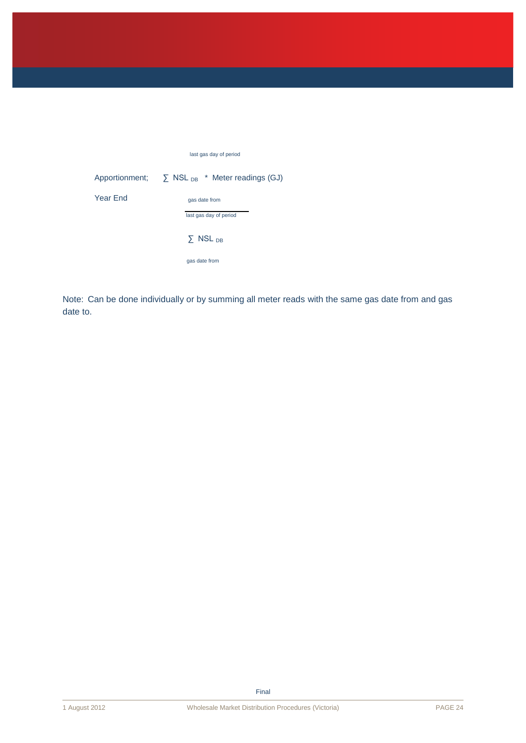Apportionment; Year End

$$\frac{\sum_{\text{gas date from}}^{\text{last gas day of period}} NSL_{DB} * \text{Meter readings (GJ)}}{\sum_{\text{gas date from}}^{\text{last gas day of period}} NSL_{DB}}$$

Note: Can be done individually or by summing all meter reads with the same gas date from and gas date to.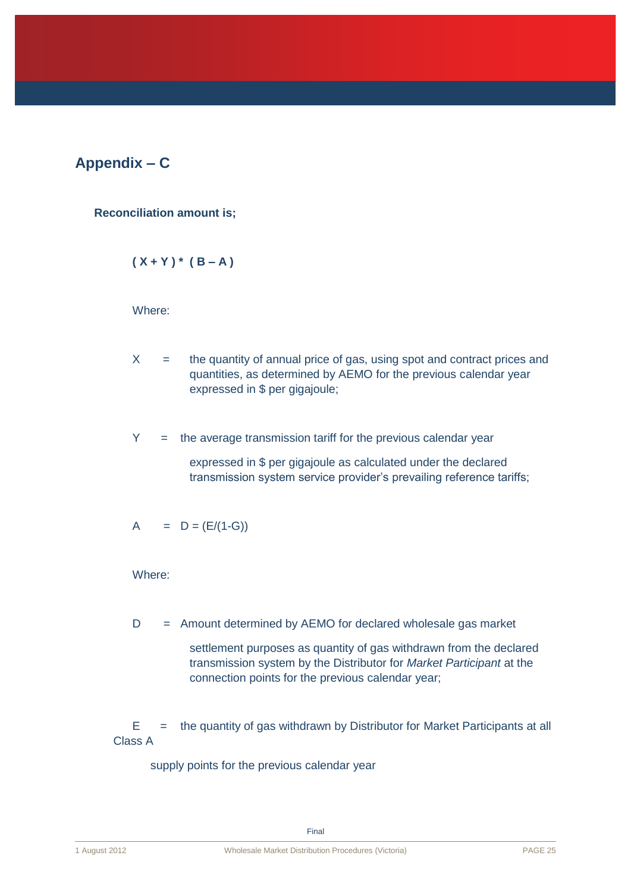## Appendix – C

**Reconciliation amount is;**

$$( X + Y ) * ( B – A )$$

Where:

X = the quantity of annual price of gas, using spot and contract prices and quantities, as determined by AEMO for the previous calendar year expressed in $ per gigajoule;

Y = the average transmission tariff for the previous calendar year expressed in $ per gigajoule as calculated under the declared transmission system service provider's prevailing reference tariffs;

A = D = (E/(1-G))

Where:

D = Amount determined by AEMO for declared wholesale gas market settlement purposes as quantity of gas withdrawn from the declared transmission system by the Distributor for *Market Participant* at the connection points for the previous calendar year;

E = the quantity of gas withdrawn by Distributor for Market Participants at all Class A supply points for the previous calendar year

Final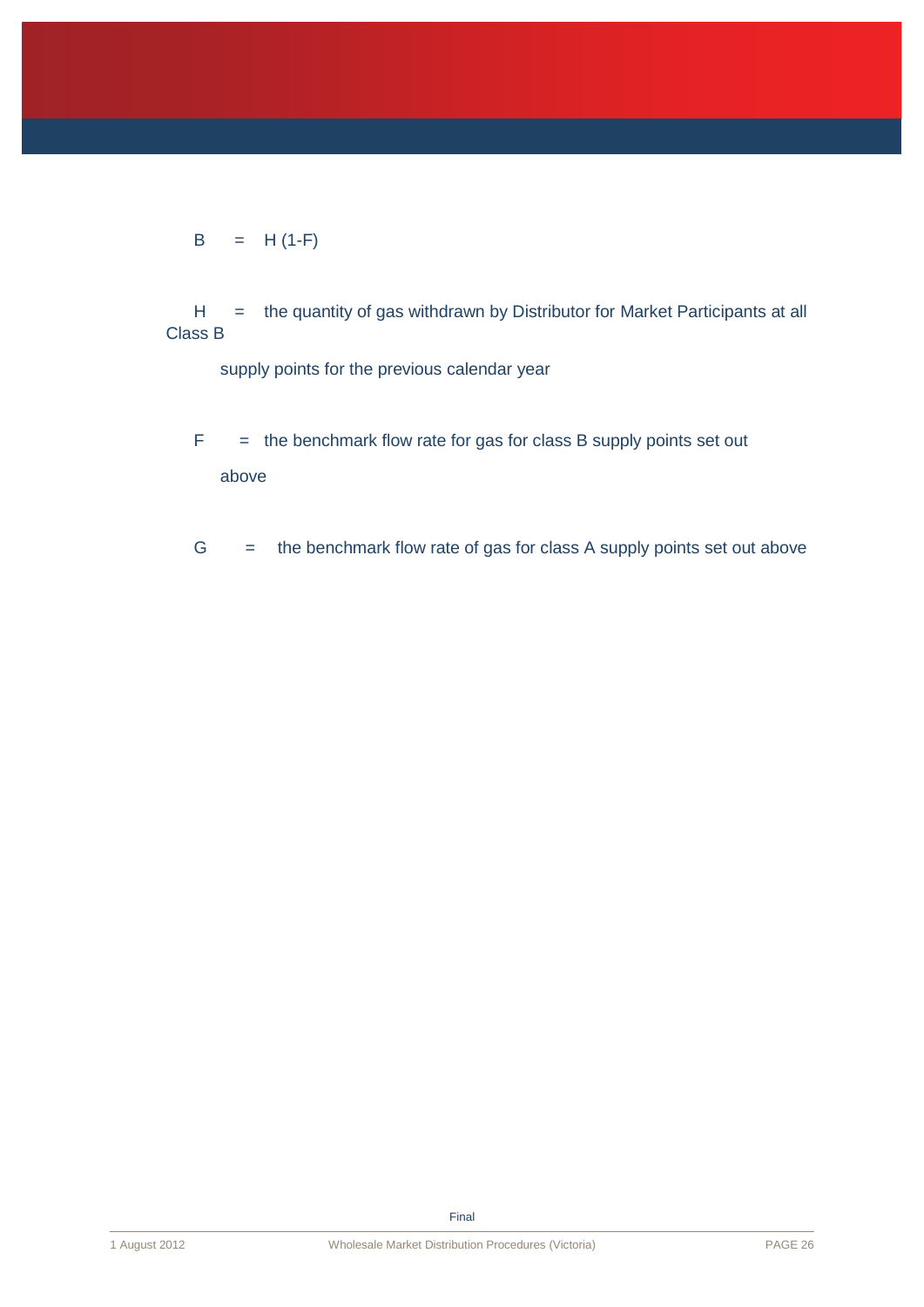$$B = H(1-F)$$

$H$ = the quantity of gas withdrawn by Distributor for Market Participants at all Class B supply points for the previous calendar year

$F$ = the benchmark flow rate for gas for class B supply points set out above

$G$ = the benchmark flow rate of gas for class A supply points set out above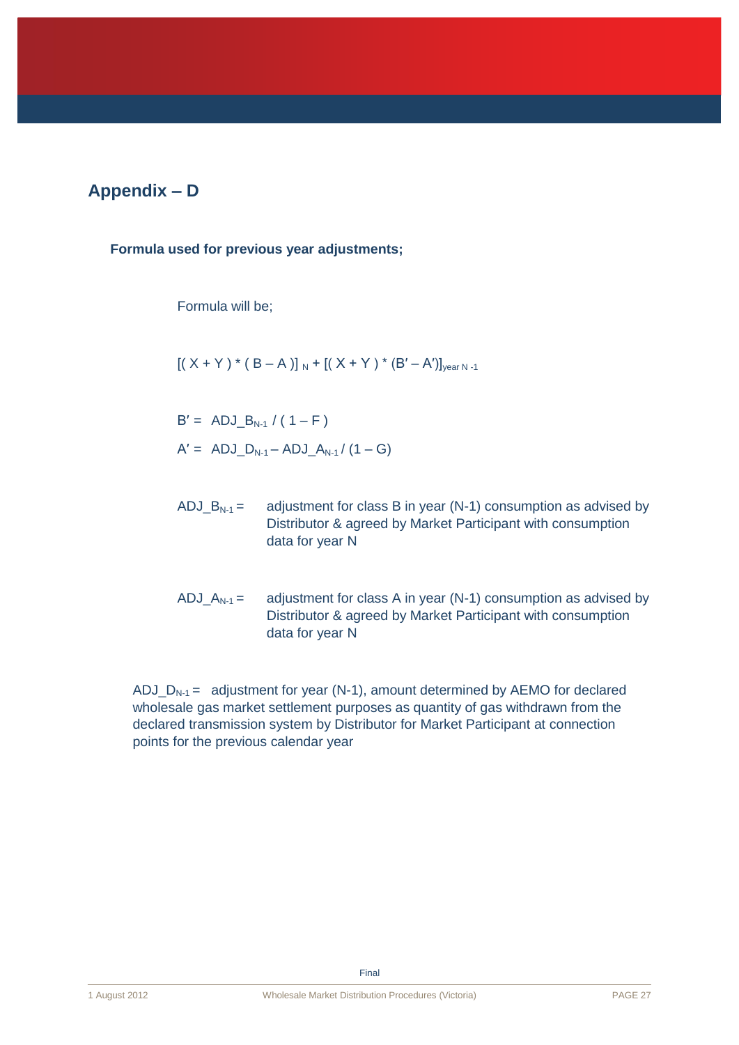## Appendix – D

**Formula used for previous year adjustments;**

Formula will be;

$$[( X + Y ) * ( B – A )]_{N} + [( X + Y ) * (B' – A')]_{year\ N-1}$$

$B' = ADJ\_B_{N-1} / ( 1 – F )$

$A' = ADJ\_D_{N-1} – ADJ\_A_{N-1} / (1 – G)$

$ADJ\_B_{N-1}$ = adjustment for class B in year (N-1) consumption as advised by Distributor & agreed by Market Participant with consumption data for year N

$ADJ\_A_{N-1}$ = adjustment for class A in year (N-1) consumption as advised by Distributor & agreed by Market Participant with consumption data for year N

$ADJ\_D_{N-1}$ = adjustment for year (N-1), amount determined by AEMO for declared wholesale gas market settlement purposes as quantity of gas withdrawn from the declared transmission system by Distributor for Market Participant at connection points for the previous calendar year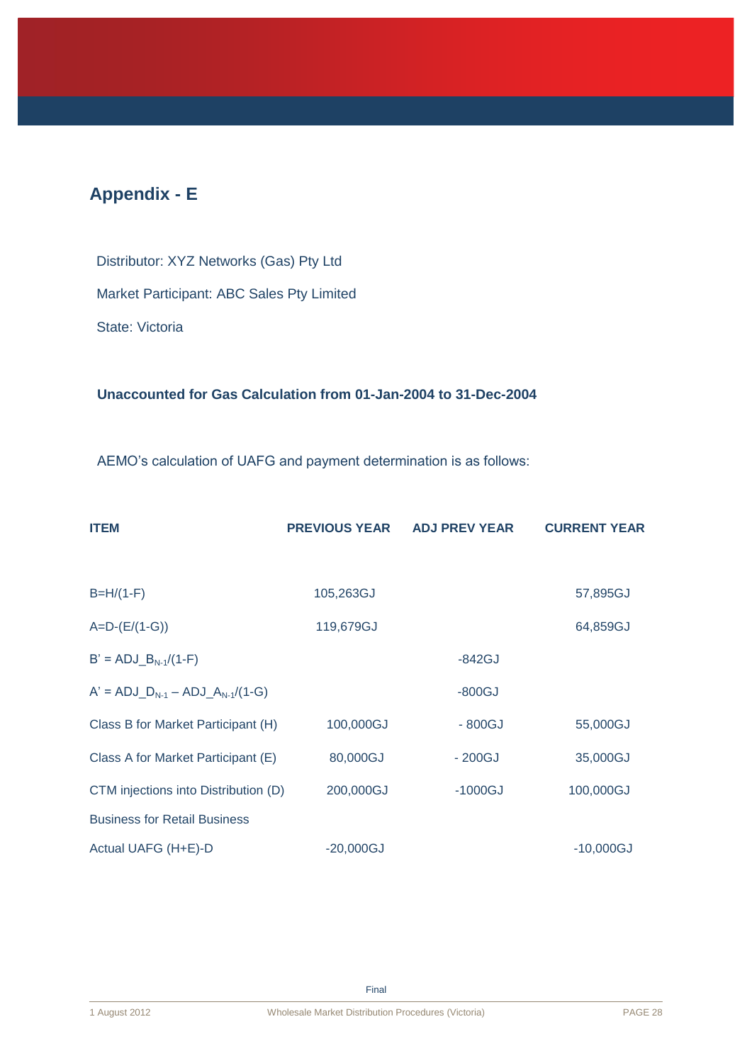# Appendix - E

Distributor: XYZ Networks (Gas) Pty Ltd

Market Participant: ABC Sales Pty Limited

State: Victoria

**Unaccounted for Gas Calculation from 01-Jan-2004 to 31-Dec-2004**

AEMO's calculation of UAFG and payment determination is as follows:

| ITEM | PREVIOUS YEAR | ADJ PREV YEAR | CURRENT YEAR |
|---|---|---|---|
| B=H/(1-F) | 105,263GJ | | 57,895GJ |
| A=D-(E/(1-G)) | 119,679GJ | | 64,859GJ |
| $B' = ADJ\_B_{N-1}/(1-F)$ | | -842GJ | |
| $A' = ADJ\_D_{N-1} - ADJ\_A_{N-1}/(1-G)$ | | -800GJ | |
| Class B for Market Participant (H) | 100,000GJ | - 800GJ | 55,000GJ |
| Class A for Market Participant (E) | 80,000GJ | - 200GJ | 35,000GJ |
| CTM injections into Distribution (D) Business for Retail Business | 200,000GJ | -1000GJ | 100,000GJ |
| Actual UAFG (H+E)-D | -20,000GJ | | -10,000GJ |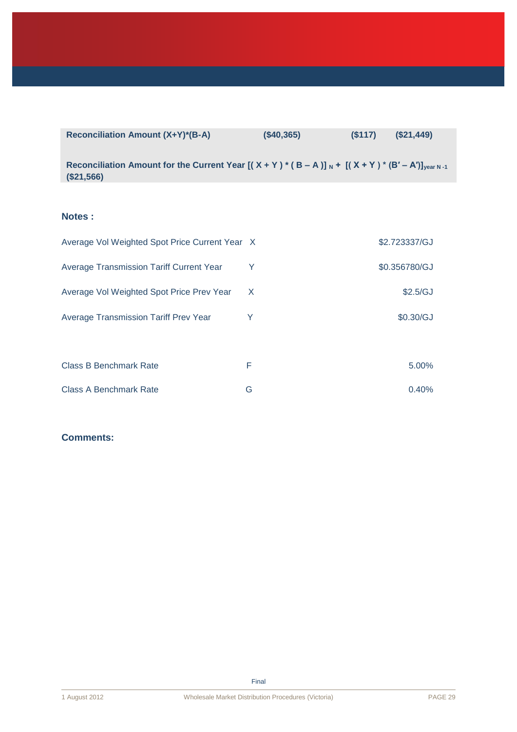| | | | |
|---|---|---|---|
| **Reconciliation Amount (X+Y)*(B-A)** | **($40,365)** | **($117)** | **($21,449)** |

**Reconciliation Amount for the Current Year $[(X + Y) * (B - A)]_{N} + [(X + Y) * (B' - A')]_{year\ N-1}$ ($21,566)**

**Notes :**

| | | |
|---|---|---|
| Average Vol Weighted Spot Price Current Year | X | $2.723337/GJ |
| Average Transmission Tariff Current Year | Y | $0.356780/GJ |
| Average Vol Weighted Spot Price Prev Year | X | $2.5/GJ |
| Average Transmission Tariff Prev Year | Y | $0.30/GJ |
| | | |
| Class B Benchmark Rate | F | 5.00% |
| Class A Benchmark Rate | G | 0.40% |

**Comments:**